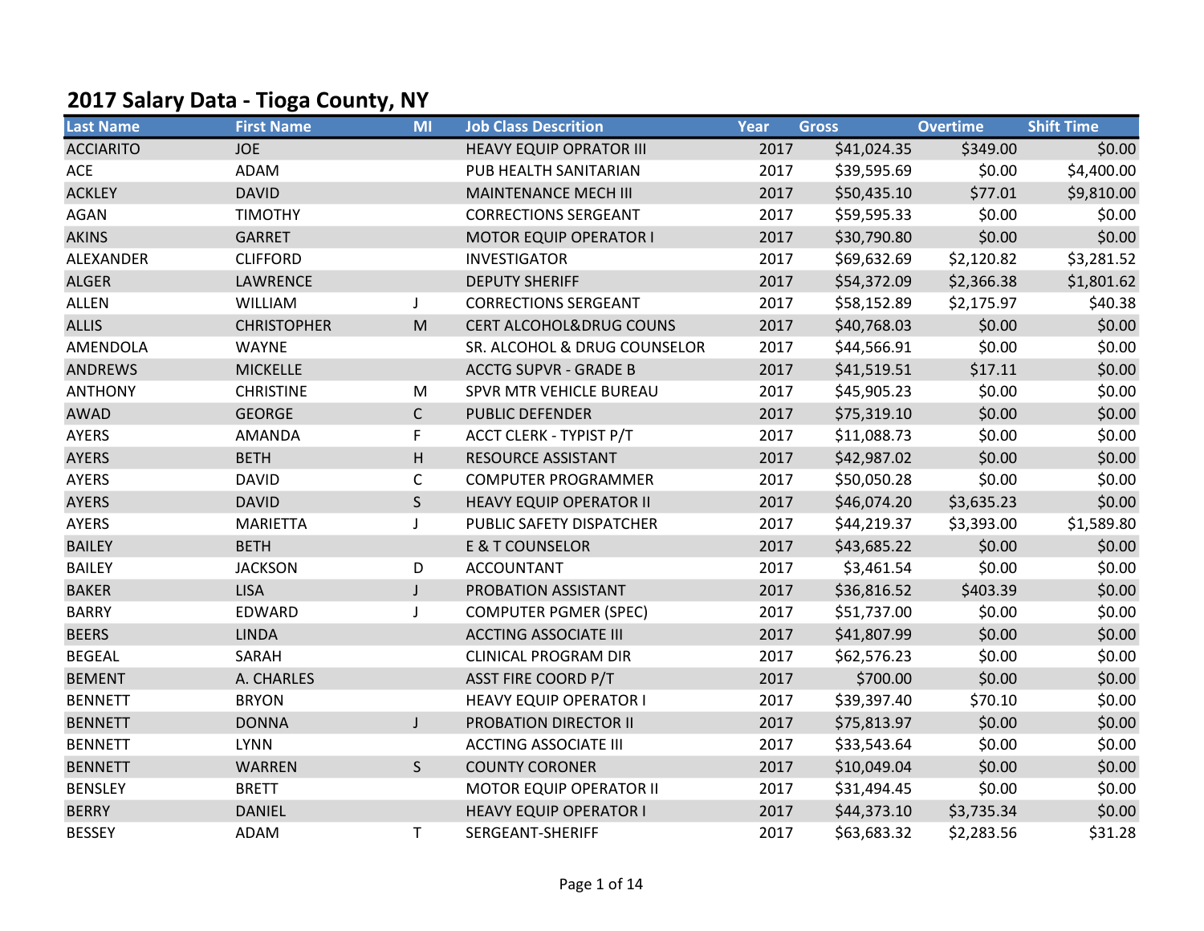## 2017 Salary Data - Tioga County, NY

| Last Name | First Name | MI | Job Class Descrition | Year | Gross | Overtime | Shift Time |
|---|---|---|---|---|---|---|---|
| ACCIARITO | JOE | | HEAVY EQUIP OPRATOR III | 2017 | $41,024.35 | $349.00 | $0.00 |
| ACE | ADAM | | PUB HEALTH SANITARIAN | 2017 | $39,595.69 | $0.00 | $4,400.00 |
| ACKLEY | DAVID | | MAINTENANCE MECH III | 2017 | $50,435.10 | $77.01 | $9,810.00 |
| AGAN | TIMOTHY | | CORRECTIONS SERGEANT | 2017 | $59,595.33 | $0.00 | $0.00 |
| AKINS | GARRET | | MOTOR EQUIP OPERATOR I | 2017 | $30,790.80 | $0.00 | $0.00 |
| ALEXANDER | CLIFFORD | | INVESTIGATOR | 2017 | $69,632.69 | $2,120.82 | $3,281.52 |
| ALGER | LAWRENCE | | DEPUTY SHERIFF | 2017 | $54,372.09 | $2,366.38 | $1,801.62 |
| ALLEN | WILLIAM | J | CORRECTIONS SERGEANT | 2017 | $58,152.89 | $2,175.97 | $40.38 |
| ALLIS | CHRISTOPHER | M | CERT ALCOHOL&DRUG COUNS | 2017 | $40,768.03 | $0.00 | $0.00 |
| AMENDOLA | WAYNE | | SR. ALCOHOL & DRUG COUNSELOR | 2017 | $44,566.91 | $0.00 | $0.00 |
| ANDREWS | MICKELLE | | ACCTG SUPVR - GRADE B | 2017 | $41,519.51 | $17.11 | $0.00 |
| ANTHONY | CHRISTINE | M | SPVR MTR VEHICLE BUREAU | 2017 | $45,905.23 | $0.00 | $0.00 |
| AWAD | GEORGE | C | PUBLIC DEFENDER | 2017 | $75,319.10 | $0.00 | $0.00 |
| AYERS | AMANDA | F | ACCT CLERK - TYPIST P/T | 2017 | $11,088.73 | $0.00 | $0.00 |
| AYERS | BETH | H | RESOURCE ASSISTANT | 2017 | $42,987.02 | $0.00 | $0.00 |
| AYERS | DAVID | C | COMPUTER PROGRAMMER | 2017 | $50,050.28 | $0.00 | $0.00 |
| AYERS | DAVID | S | HEAVY EQUIP OPERATOR II | 2017 | $46,074.20 | $3,635.23 | $0.00 |
| AYERS | MARIETTA | J | PUBLIC SAFETY DISPATCHER | 2017 | $44,219.37 | $3,393.00 | $1,589.80 |
| BAILEY | BETH | | E & T COUNSELOR | 2017 | $43,685.22 | $0.00 | $0.00 |
| BAILEY | JACKSON | D | ACCOUNTANT | 2017 | $3,461.54 | $0.00 | $0.00 |
| BAKER | LISA | J | PROBATION ASSISTANT | 2017 | $36,816.52 | $403.39 | $0.00 |
| BARRY | EDWARD | J | COMPUTER PGMER (SPEC) | 2017 | $51,737.00 | $0.00 | $0.00 |
| BEERS | LINDA | | ACCTING ASSOCIATE III | 2017 | $41,807.99 | $0.00 | $0.00 |
| BEGEAL | SARAH | | CLINICAL PROGRAM DIR | 2017 | $62,576.23 | $0.00 | $0.00 |
| BEMENT | A. CHARLES | | ASST FIRE COORD P/T | 2017 | $700.00 | $0.00 | $0.00 |
| BENNETT | BRYON | | HEAVY EQUIP OPERATOR I | 2017 | $39,397.40 | $70.10 | $0.00 |
| BENNETT | DONNA | J | PROBATION DIRECTOR II | 2017 | $75,813.97 | $0.00 | $0.00 |
| BENNETT | LYNN | | ACCTING ASSOCIATE III | 2017 | $33,543.64 | $0.00 | $0.00 |
| BENNETT | WARREN | S | COUNTY CORONER | 2017 | $10,049.04 | $0.00 | $0.00 |
| BENSLEY | BRETT | | MOTOR EQUIP OPERATOR II | 2017 | $31,494.45 | $0.00 | $0.00 |
| BERRY | DANIEL | | HEAVY EQUIP OPERATOR I | 2017 | $44,373.10 | $3,735.34 | $0.00 |
| BESSEY | ADAM | T | SERGEANT-SHERIFF | 2017 | $63,683.32 | $2,283.56 | $31.28 |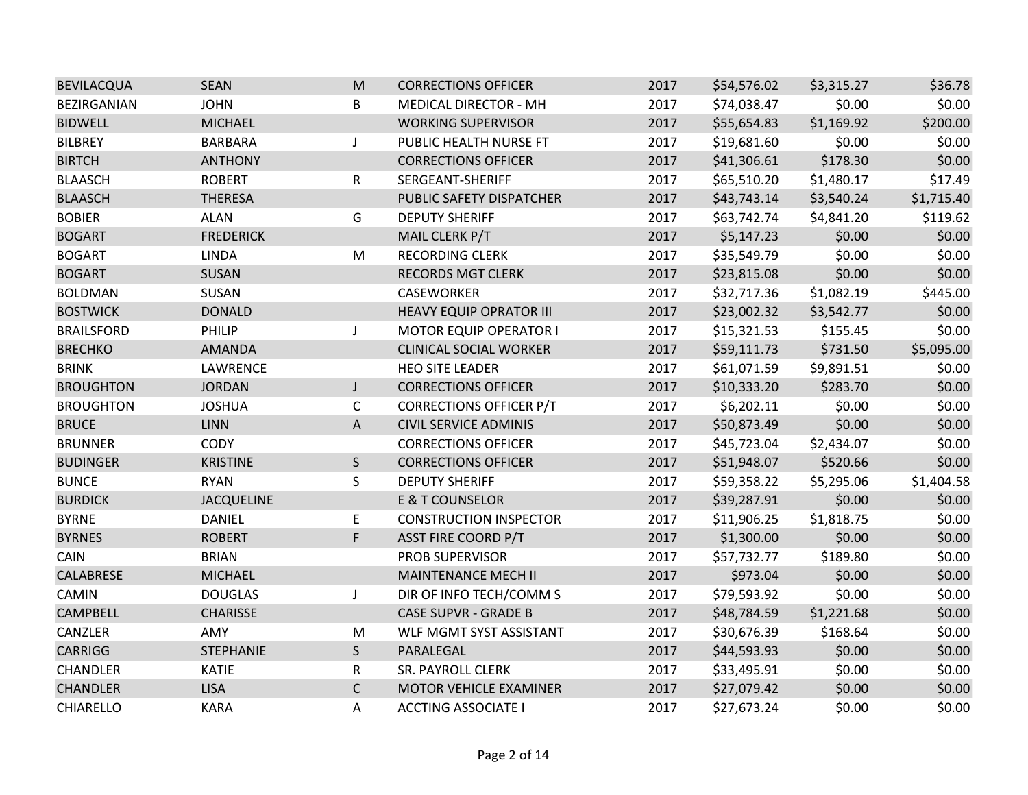| | | | | | | | |
|---|---|---|---|---|---|---|---|
| BEVILACQUA | SEAN | M | CORRECTIONS OFFICER | 2017 | $54,576.02 | $3,315.27 | $36.78 |
| BEZIRGANIAN | JOHN | B | MEDICAL DIRECTOR - MH | 2017 | $74,038.47 | $0.00 | $0.00 |
| BIDWELL | MICHAEL | | WORKING SUPERVISOR | 2017 | $55,654.83 | $1,169.92 | $200.00 |
| BILBREY | BARBARA | J | PUBLIC HEALTH NURSE FT | 2017 | $19,681.60 | $0.00 | $0.00 |
| BIRTCH | ANTHONY | | CORRECTIONS OFFICER | 2017 | $41,306.61 | $178.30 | $0.00 |
| BLAASCH | ROBERT | R | SERGEANT-SHERIFF | 2017 | $65,510.20 | $1,480.17 | $17.49 |
| BLAASCH | THERESA | | PUBLIC SAFETY DISPATCHER | 2017 | $43,743.14 | $3,540.24 | $1,715.40 |
| BOBIER | ALAN | G | DEPUTY SHERIFF | 2017 | $63,742.74 | $4,841.20 | $119.62 |
| BOGART | FREDERICK | | MAIL CLERK P/T | 2017 | $5,147.23 | $0.00 | $0.00 |
| BOGART | LINDA | M | RECORDING CLERK | 2017 | $35,549.79 | $0.00 | $0.00 |
| BOGART | SUSAN | | RECORDS MGT CLERK | 2017 | $23,815.08 | $0.00 | $0.00 |
| BOLDMAN | SUSAN | | CASEWORKER | 2017 | $32,717.36 | $1,082.19 | $445.00 |
| BOSTWICK | DONALD | | HEAVY EQUIP OPRATOR III | 2017 | $23,002.32 | $3,542.77 | $0.00 |
| BRAILSFORD | PHILIP | J | MOTOR EQUIP OPERATOR I | 2017 | $15,321.53 | $155.45 | $0.00 |
| BRECHKO | AMANDA | | CLINICAL SOCIAL WORKER | 2017 | $59,111.73 | $731.50 | $5,095.00 |
| BRINK | LAWRENCE | | HEO SITE LEADER | 2017 | $61,071.59 | $9,891.51 | $0.00 |
| BROUGHTON | JORDAN | J | CORRECTIONS OFFICER | 2017 | $10,333.20 | $283.70 | $0.00 |
| BROUGHTON | JOSHUA | C | CORRECTIONS OFFICER P/T | 2017 | $6,202.11 | $0.00 | $0.00 |
| BRUCE | LINN | A | CIVIL SERVICE ADMINIS | 2017 | $50,873.49 | $0.00 | $0.00 |
| BRUNNER | CODY | | CORRECTIONS OFFICER | 2017 | $45,723.04 | $2,434.07 | $0.00 |
| BUDINGER | KRISTINE | S | CORRECTIONS OFFICER | 2017 | $51,948.07 | $520.66 | $0.00 |
| BUNCE | RYAN | S | DEPUTY SHERIFF | 2017 | $59,358.22 | $5,295.06 | $1,404.58 |
| BURDICK | JACQUELINE | | E & T COUNSELOR | 2017 | $39,287.91 | $0.00 | $0.00 |
| BYRNE | DANIEL | E | CONSTRUCTION INSPECTOR | 2017 | $11,906.25 | $1,818.75 | $0.00 |
| BYRNES | ROBERT | F | ASST FIRE COORD P/T | 2017 | $1,300.00 | $0.00 | $0.00 |
| CAIN | BRIAN | | PROB SUPERVISOR | 2017 | $57,732.77 | $189.80 | $0.00 |
| CALABRESE | MICHAEL | | MAINTENANCE MECH II | 2017 | $973.04 | $0.00 | $0.00 |
| CAMIN | DOUGLAS | J | DIR OF INFO TECH/COMM S | 2017 | $79,593.92 | $0.00 | $0.00 |
| CAMPBELL | CHARISSE | | CASE SUPVR - GRADE B | 2017 | $48,784.59 | $1,221.68 | $0.00 |
| CANZLER | AMY | M | WLF MGMT SYST ASSISTANT | 2017 | $30,676.39 | $168.64 | $0.00 |
| CARRIGG | STEPHANIE | S | PARALEGAL | 2017 | $44,593.93 | $0.00 | $0.00 |
| CHANDLER | KATIE | R | SR. PAYROLL CLERK | 2017 | $33,495.91 | $0.00 | $0.00 |
| CHANDLER | LISA | C | MOTOR VEHICLE EXAMINER | 2017 | $27,079.42 | $0.00 | $0.00 |
| CHIARELLO | KARA | A | ACCTING ASSOCIATE I | 2017 | $27,673.24 | $0.00 | $0.00 |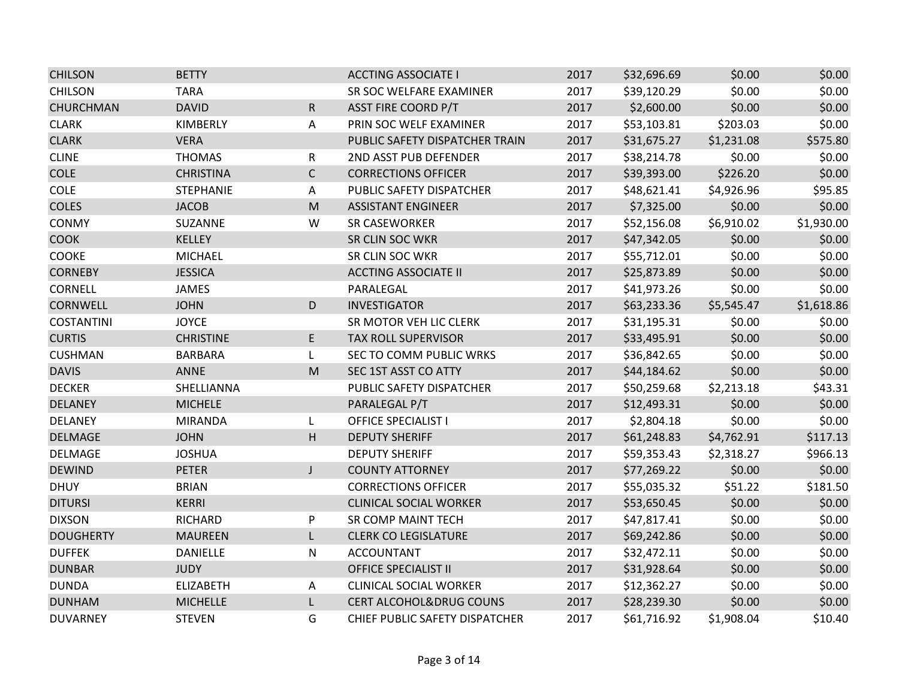| | | | | | | | |
|---|---|---|---|---|---|---|---|
| CHILSON | BETTY | | ACCTING ASSOCIATE I | 2017 | $32,696.69 | $0.00 | $0.00 |
| CHILSON | TARA | | SR SOC WELFARE EXAMINER | 2017 | $39,120.29 | $0.00 | $0.00 |
| CHURCHMAN | DAVID | R | ASST FIRE COORD P/T | 2017 | $2,600.00 | $0.00 | $0.00 |
| CLARK | KIMBERLY | A | PRIN SOC WELF EXAMINER | 2017 | $53,103.81 | $203.03 | $0.00 |
| CLARK | VERA | | PUBLIC SAFETY DISPATCHER TRAIN | 2017 | $31,675.27 | $1,231.08 | $575.80 |
| CLINE | THOMAS | R | 2ND ASST PUB DEFENDER | 2017 | $38,214.78 | $0.00 | $0.00 |
| COLE | CHRISTINA | C | CORRECTIONS OFFICER | 2017 | $39,393.00 | $226.20 | $0.00 |
| COLE | STEPHANIE | A | PUBLIC SAFETY DISPATCHER | 2017 | $48,621.41 | $4,926.96 | $95.85 |
| COLES | JACOB | M | ASSISTANT ENGINEER | 2017 | $7,325.00 | $0.00 | $0.00 |
| CONMY | SUZANNE | W | SR CASEWORKER | 2017 | $52,156.08 | $6,910.02 | $1,930.00 |
| COOK | KELLEY | | SR CLIN SOC WKR | 2017 | $47,342.05 | $0.00 | $0.00 |
| COOKE | MICHAEL | | SR CLIN SOC WKR | 2017 | $55,712.01 | $0.00 | $0.00 |
| CORNEBY | JESSICA | | ACCTING ASSOCIATE II | 2017 | $25,873.89 | $0.00 | $0.00 |
| CORNELL | JAMES | | PARALEGAL | 2017 | $41,973.26 | $0.00 | $0.00 |
| CORNWELL | JOHN | D | INVESTIGATOR | 2017 | $63,233.36 | $5,545.47 | $1,618.86 |
| COSTANTINI | JOYCE | | SR MOTOR VEH LIC CLERK | 2017 | $31,195.31 | $0.00 | $0.00 |
| CURTIS | CHRISTINE | E | TAX ROLL SUPERVISOR | 2017 | $33,495.91 | $0.00 | $0.00 |
| CUSHMAN | BARBARA | L | SEC TO COMM PUBLIC WRKS | 2017 | $36,842.65 | $0.00 | $0.00 |
| DAVIS | ANNE | M | SEC 1ST ASST CO ATTY | 2017 | $44,184.62 | $0.00 | $0.00 |
| DECKER | SHELLIANNA | | PUBLIC SAFETY DISPATCHER | 2017 | $50,259.68 | $2,213.18 | $43.31 |
| DELANEY | MICHELE | | PARALEGAL P/T | 2017 | $12,493.31 | $0.00 | $0.00 |
| DELANEY | MIRANDA | L | OFFICE SPECIALIST I | 2017 | $2,804.18 | $0.00 | $0.00 |
| DELMAGE | JOHN | H | DEPUTY SHERIFF | 2017 | $61,248.83 | $4,762.91 | $117.13 |
| DELMAGE | JOSHUA | | DEPUTY SHERIFF | 2017 | $59,353.43 | $2,318.27 | $966.13 |
| DEWIND | PETER | J | COUNTY ATTORNEY | 2017 | $77,269.22 | $0.00 | $0.00 |
| DHUY | BRIAN | | CORRECTIONS OFFICER | 2017 | $55,035.32 | $51.22 | $181.50 |
| DITURSI | KERRI | | CLINICAL SOCIAL WORKER | 2017 | $53,650.45 | $0.00 | $0.00 |
| DIXSON | RICHARD | P | SR COMP MAINT TECH | 2017 | $47,817.41 | $0.00 | $0.00 |
| DOUGHERTY | MAUREEN | L | CLERK CO LEGISLATURE | 2017 | $69,242.86 | $0.00 | $0.00 |
| DUFFEK | DANIELLE | N | ACCOUNTANT | 2017 | $32,472.11 | $0.00 | $0.00 |
| DUNBAR | JUDY | | OFFICE SPECIALIST II | 2017 | $31,928.64 | $0.00 | $0.00 |
| DUNDA | ELIZABETH | A | CLINICAL SOCIAL WORKER | 2017 | $12,362.27 | $0.00 | $0.00 |
| DUNHAM | MICHELLE | L | CERT ALCOHOL&DRUG COUNS | 2017 | $28,239.30 | $0.00 | $0.00 |
| DUVARNEY | STEVEN | G | CHIEF PUBLIC SAFETY DISPATCHER | 2017 | $61,716.92 | $1,908.04 | $10.40 |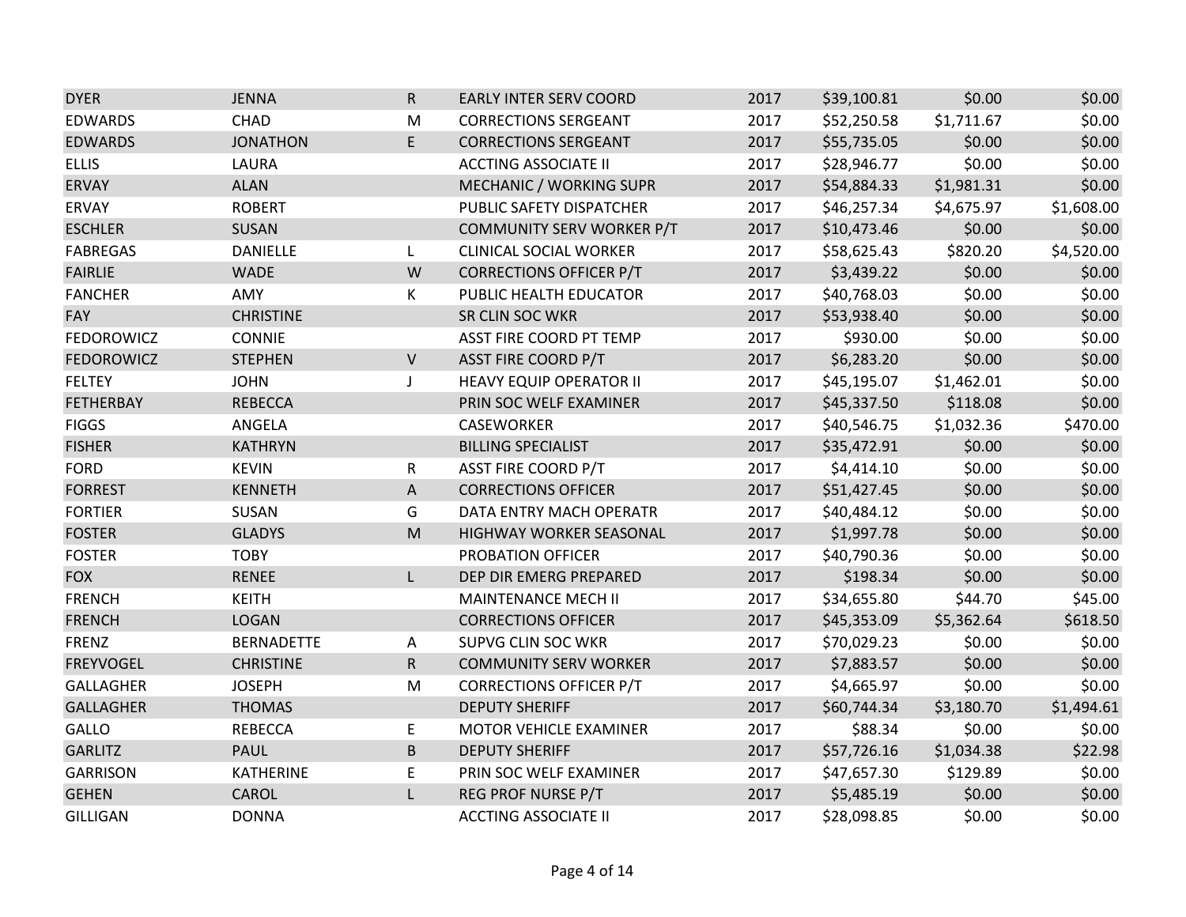| | | | | | | | |
|---|---|---|---|---|---|---|---|
| DYER | JENNA | R | EARLY INTER SERV COORD | 2017 | $39,100.81 | $0.00 | $0.00 |
| EDWARDS | CHAD | M | CORRECTIONS SERGEANT | 2017 | $52,250.58 | $1,711.67 | $0.00 |
| EDWARDS | JONATHON | E | CORRECTIONS SERGEANT | 2017 | $55,735.05 | $0.00 | $0.00 |
| ELLIS | LAURA | | ACCTING ASSOCIATE II | 2017 | $28,946.77 | $0.00 | $0.00 |
| ERVAY | ALAN | | MECHANIC / WORKING SUPR | 2017 | $54,884.33 | $1,981.31 | $0.00 |
| ERVAY | ROBERT | | PUBLIC SAFETY DISPATCHER | 2017 | $46,257.34 | $4,675.97 | $1,608.00 |
| ESCHLER | SUSAN | | COMMUNITY SERV WORKER P/T | 2017 | $10,473.46 | $0.00 | $0.00 |
| FABREGAS | DANIELLE | L | CLINICAL SOCIAL WORKER | 2017 | $58,625.43 | $820.20 | $4,520.00 |
| FAIRLIE | WADE | W | CORRECTIONS OFFICER P/T | 2017 | $3,439.22 | $0.00 | $0.00 |
| FANCHER | AMY | K | PUBLIC HEALTH EDUCATOR | 2017 | $40,768.03 | $0.00 | $0.00 |
| FAY | CHRISTINE | | SR CLIN SOC WKR | 2017 | $53,938.40 | $0.00 | $0.00 |
| FEDOROWICZ | CONNIE | | ASST FIRE COORD PT TEMP | 2017 | $930.00 | $0.00 | $0.00 |
| FEDOROWICZ | STEPHEN | V | ASST FIRE COORD P/T | 2017 | $6,283.20 | $0.00 | $0.00 |
| FELTEY | JOHN | J | HEAVY EQUIP OPERATOR II | 2017 | $45,195.07 | $1,462.01 | $0.00 |
| FETHERBAY | REBECCA | | PRIN SOC WELF EXAMINER | 2017 | $45,337.50 | $118.08 | $0.00 |
| FIGGS | ANGELA | | CASEWORKER | 2017 | $40,546.75 | $1,032.36 | $470.00 |
| FISHER | KATHRYN | | BILLING SPECIALIST | 2017 | $35,472.91 | $0.00 | $0.00 |
| FORD | KEVIN | R | ASST FIRE COORD P/T | 2017 | $4,414.10 | $0.00 | $0.00 |
| FORREST | KENNETH | A | CORRECTIONS OFFICER | 2017 | $51,427.45 | $0.00 | $0.00 |
| FORTIER | SUSAN | G | DATA ENTRY MACH OPERATR | 2017 | $40,484.12 | $0.00 | $0.00 |
| FOSTER | GLADYS | M | HIGHWAY WORKER SEASONAL | 2017 | $1,997.78 | $0.00 | $0.00 |
| FOSTER | TOBY | | PROBATION OFFICER | 2017 | $40,790.36 | $0.00 | $0.00 |
| FOX | RENEE | L | DEP DIR EMERG PREPARED | 2017 | $198.34 | $0.00 | $0.00 |
| FRENCH | KEITH | | MAINTENANCE MECH II | 2017 | $34,655.80 | $44.70 | $45.00 |
| FRENCH | LOGAN | | CORRECTIONS OFFICER | 2017 | $45,353.09 | $5,362.64 | $618.50 |
| FRENZ | BERNADETTE | A | SUPVG CLIN SOC WKR | 2017 | $70,029.23 | $0.00 | $0.00 |
| FREYVOGEL | CHRISTINE | R | COMMUNITY SERV WORKER | 2017 | $7,883.57 | $0.00 | $0.00 |
| GALLAGHER | JOSEPH | M | CORRECTIONS OFFICER P/T | 2017 | $4,665.97 | $0.00 | $0.00 |
| GALLAGHER | THOMAS | | DEPUTY SHERIFF | 2017 | $60,744.34 | $3,180.70 | $1,494.61 |
| GALLO | REBECCA | E | MOTOR VEHICLE EXAMINER | 2017 | $88.34 | $0.00 | $0.00 |
| GARLITZ | PAUL | B | DEPUTY SHERIFF | 2017 | $57,726.16 | $1,034.38 | $22.98 |
| GARRISON | KATHERINE | E | PRIN SOC WELF EXAMINER | 2017 | $47,657.30 | $129.89 | $0.00 |
| GEHEN | CAROL | L | REG PROF NURSE P/T | 2017 | $5,485.19 | $0.00 | $0.00 |
| GILLIGAN | DONNA | | ACCTING ASSOCIATE II | 2017 | $28,098.85 | $0.00 | $0.00 |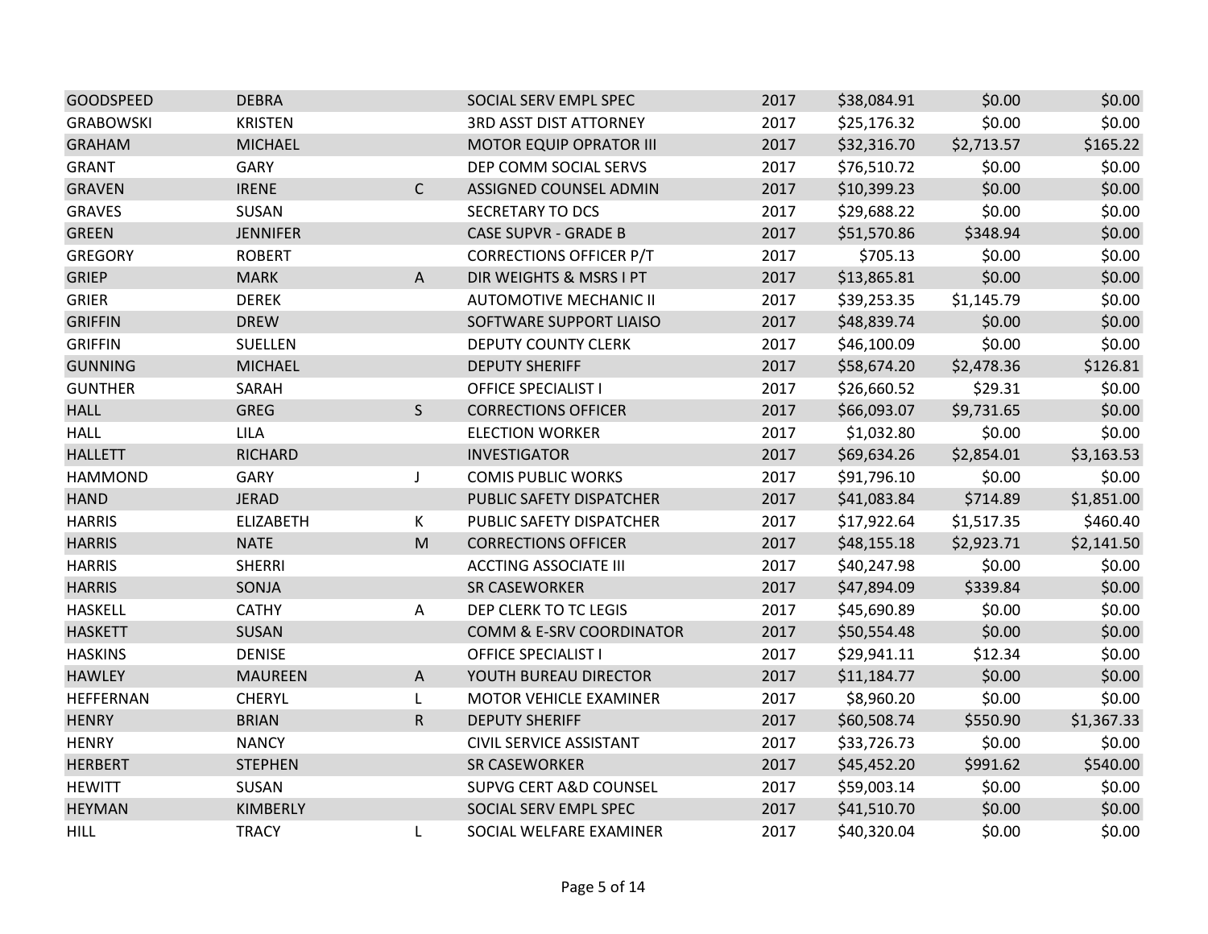| | | | | | | | |
|---|---|---|---|---|---|---|---|
| GOODSPEED | DEBRA | | SOCIAL SERV EMPL SPEC | 2017 | $38,084.91 | $0.00 | $0.00 |
| GRABOWSKI | KRISTEN | | 3RD ASST DIST ATTORNEY | 2017 | $25,176.32 | $0.00 | $0.00 |
| GRAHAM | MICHAEL | | MOTOR EQUIP OPRATOR III | 2017 | $32,316.70 | $2,713.57 | $165.22 |
| GRANT | GARY | | DEP COMM SOCIAL SERVS | 2017 | $76,510.72 | $0.00 | $0.00 |
| GRAVEN | IRENE | C | ASSIGNED COUNSEL ADMIN | 2017 | $10,399.23 | $0.00 | $0.00 |
| GRAVES | SUSAN | | SECRETARY TO DCS | 2017 | $29,688.22 | $0.00 | $0.00 |
| GREEN | JENNIFER | | CASE SUPVR - GRADE B | 2017 | $51,570.86 | $348.94 | $0.00 |
| GREGORY | ROBERT | | CORRECTIONS OFFICER P/T | 2017 | $705.13 | $0.00 | $0.00 |
| GRIEP | MARK | A | DIR WEIGHTS & MSRS I PT | 2017 | $13,865.81 | $0.00 | $0.00 |
| GRIER | DEREK | | AUTOMOTIVE MECHANIC II | 2017 | $39,253.35 | $1,145.79 | $0.00 |
| GRIFFIN | DREW | | SOFTWARE SUPPORT LIAISO | 2017 | $48,839.74 | $0.00 | $0.00 |
| GRIFFIN | SUELLEN | | DEPUTY COUNTY CLERK | 2017 | $46,100.09 | $0.00 | $0.00 |
| GUNNING | MICHAEL | | DEPUTY SHERIFF | 2017 | $58,674.20 | $2,478.36 | $126.81 |
| GUNTHER | SARAH | | OFFICE SPECIALIST I | 2017 | $26,660.52 | $29.31 | $0.00 |
| HALL | GREG | S | CORRECTIONS OFFICER | 2017 | $66,093.07 | $9,731.65 | $0.00 |
| HALL | LILA | | ELECTION WORKER | 2017 | $1,032.80 | $0.00 | $0.00 |
| HALLETT | RICHARD | | INVESTIGATOR | 2017 | $69,634.26 | $2,854.01 | $3,163.53 |
| HAMMOND | GARY | J | COMIS PUBLIC WORKS | 2017 | $91,796.10 | $0.00 | $0.00 |
| HAND | JERAD | | PUBLIC SAFETY DISPATCHER | 2017 | $41,083.84 | $714.89 | $1,851.00 |
| HARRIS | ELIZABETH | K | PUBLIC SAFETY DISPATCHER | 2017 | $17,922.64 | $1,517.35 | $460.40 |
| HARRIS | NATE | M | CORRECTIONS OFFICER | 2017 | $48,155.18 | $2,923.71 | $2,141.50 |
| HARRIS | SHERRI | | ACCTING ASSOCIATE III | 2017 | $40,247.98 | $0.00 | $0.00 |
| HARRIS | SONJA | | SR CASEWORKER | 2017 | $47,894.09 | $339.84 | $0.00 |
| HASKELL | CATHY | A | DEP CLERK TO TC LEGIS | 2017 | $45,690.89 | $0.00 | $0.00 |
| HASKETT | SUSAN | | COMM & E-SRV COORDINATOR | 2017 | $50,554.48 | $0.00 | $0.00 |
| HASKINS | DENISE | | OFFICE SPECIALIST I | 2017 | $29,941.11 | $12.34 | $0.00 |
| HAWLEY | MAUREEN | A | YOUTH BUREAU DIRECTOR | 2017 | $11,184.77 | $0.00 | $0.00 |
| HEFFERNAN | CHERYL | L | MOTOR VEHICLE EXAMINER | 2017 | $8,960.20 | $0.00 | $0.00 |
| HENRY | BRIAN | R | DEPUTY SHERIFF | 2017 | $60,508.74 | $550.90 | $1,367.33 |
| HENRY | NANCY | | CIVIL SERVICE ASSISTANT | 2017 | $33,726.73 | $0.00 | $0.00 |
| HERBERT | STEPHEN | | SR CASEWORKER | 2017 | $45,452.20 | $991.62 | $540.00 |
| HEWITT | SUSAN | | SUPVG CERT A&D COUNSEL | 2017 | $59,003.14 | $0.00 | $0.00 |
| HEYMAN | KIMBERLY | | SOCIAL SERV EMPL SPEC | 2017 | $41,510.70 | $0.00 | $0.00 |
| HILL | TRACY | L | SOCIAL WELFARE EXAMINER | 2017 | $40,320.04 | $0.00 | $0.00 |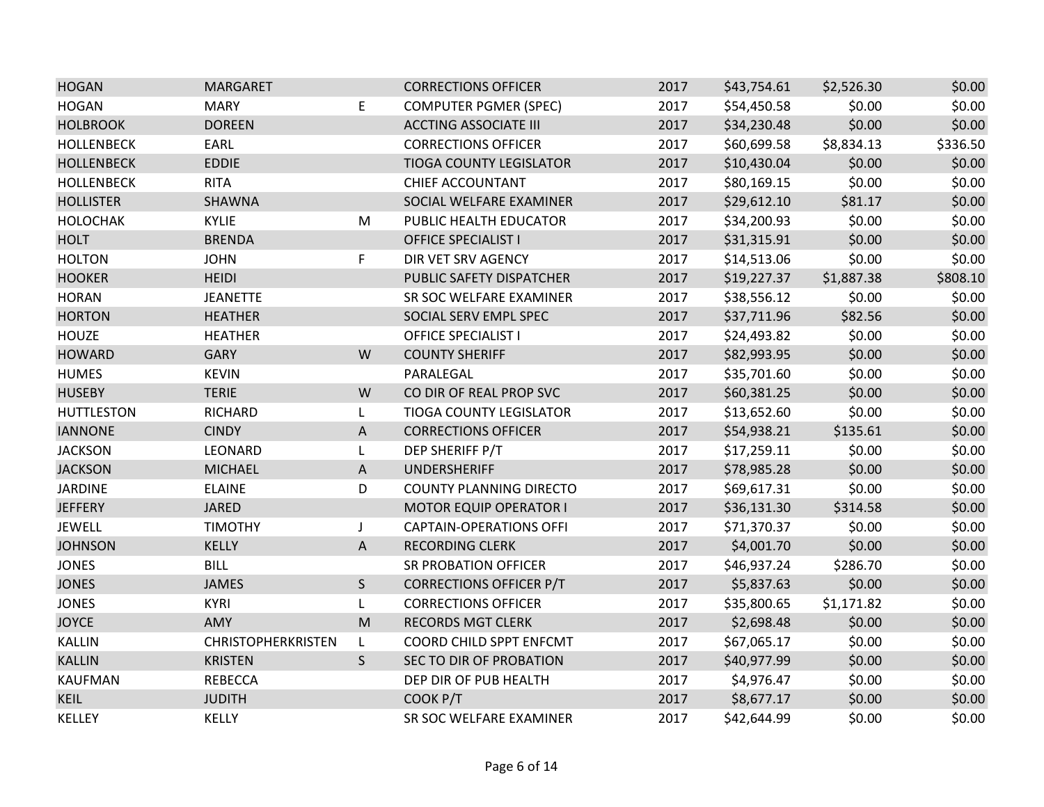| | | | | | | | |
|---|---|---|---|---|---|---|---|
| HOGAN | MARGARET | | CORRECTIONS OFFICER | 2017 | $43,754.61 | $2,526.30 | $0.00 |
| HOGAN | MARY | E | COMPUTER PGMER (SPEC) | 2017 | $54,450.58 | $0.00 | $0.00 |
| HOLBROOK | DOREEN | | ACCTING ASSOCIATE III | 2017 | $34,230.48 | $0.00 | $0.00 |
| HOLLENBECK | EARL | | CORRECTIONS OFFICER | 2017 | $60,699.58 | $8,834.13 | $336.50 |
| HOLLENBECK | EDDIE | | TIOGA COUNTY LEGISLATOR | 2017 | $10,430.04 | $0.00 | $0.00 |
| HOLLENBECK | RITA | | CHIEF ACCOUNTANT | 2017 | $80,169.15 | $0.00 | $0.00 |
| HOLLISTER | SHAWNA | | SOCIAL WELFARE EXAMINER | 2017 | $29,612.10 | $81.17 | $0.00 |
| HOLOCHAK | KYLIE | M | PUBLIC HEALTH EDUCATOR | 2017 | $34,200.93 | $0.00 | $0.00 |
| HOLT | BRENDA | | OFFICE SPECIALIST I | 2017 | $31,315.91 | $0.00 | $0.00 |
| HOLTON | JOHN | F | DIR VET SRV AGENCY | 2017 | $14,513.06 | $0.00 | $0.00 |
| HOOKER | HEIDI | | PUBLIC SAFETY DISPATCHER | 2017 | $19,227.37 | $1,887.38 | $808.10 |
| HORAN | JEANETTE | | SR SOC WELFARE EXAMINER | 2017 | $38,556.12 | $0.00 | $0.00 |
| HORTON | HEATHER | | SOCIAL SERV EMPL SPEC | 2017 | $37,711.96 | $82.56 | $0.00 |
| HOUZE | HEATHER | | OFFICE SPECIALIST I | 2017 | $24,493.82 | $0.00 | $0.00 |
| HOWARD | GARY | W | COUNTY SHERIFF | 2017 | $82,993.95 | $0.00 | $0.00 |
| HUMES | KEVIN | | PARALEGAL | 2017 | $35,701.60 | $0.00 | $0.00 |
| HUSEBY | TERIE | W | CO DIR OF REAL PROP SVC | 2017 | $60,381.25 | $0.00 | $0.00 |
| HUTTLESTON | RICHARD | L | TIOGA COUNTY LEGISLATOR | 2017 | $13,652.60 | $0.00 | $0.00 |
| IANNONE | CINDY | A | CORRECTIONS OFFICER | 2017 | $54,938.21 | $135.61 | $0.00 |
| JACKSON | LEONARD | L | DEP SHERIFF P/T | 2017 | $17,259.11 | $0.00 | $0.00 |
| JACKSON | MICHAEL | A | UNDERSHERIFF | 2017 | $78,985.28 | $0.00 | $0.00 |
| JARDINE | ELAINE | D | COUNTY PLANNING DIRECTO | 2017 | $69,617.31 | $0.00 | $0.00 |
| JEFFERY | JARED | | MOTOR EQUIP OPERATOR I | 2017 | $36,131.30 | $314.58 | $0.00 |
| JEWELL | TIMOTHY | J | CAPTAIN-OPERATIONS OFFI | 2017 | $71,370.37 | $0.00 | $0.00 |
| JOHNSON | KELLY | A | RECORDING CLERK | 2017 | $4,001.70 | $0.00 | $0.00 |
| JONES | BILL | | SR PROBATION OFFICER | 2017 | $46,937.24 | $286.70 | $0.00 |
| JONES | JAMES | S | CORRECTIONS OFFICER P/T | 2017 | $5,837.63 | $0.00 | $0.00 |
| JONES | KYRI | L | CORRECTIONS OFFICER | 2017 | $35,800.65 | $1,171.82 | $0.00 |
| JOYCE | AMY | M | RECORDS MGT CLERK | 2017 | $2,698.48 | $0.00 | $0.00 |
| KALLIN | CHRISTOPHERKRISTEN | L | COORD CHILD SPPT ENFCMT | 2017 | $67,065.17 | $0.00 | $0.00 |
| KALLIN | KRISTEN | S | SEC TO DIR OF PROBATION | 2017 | $40,977.99 | $0.00 | $0.00 |
| KAUFMAN | REBECCA | | DEP DIR OF PUB HEALTH | 2017 | $4,976.47 | $0.00 | $0.00 |
| KEIL | JUDITH | | COOK P/T | 2017 | $8,677.17 | $0.00 | $0.00 |
| KELLEY | KELLY | | SR SOC WELFARE EXAMINER | 2017 | $42,644.99 | $0.00 | $0.00 |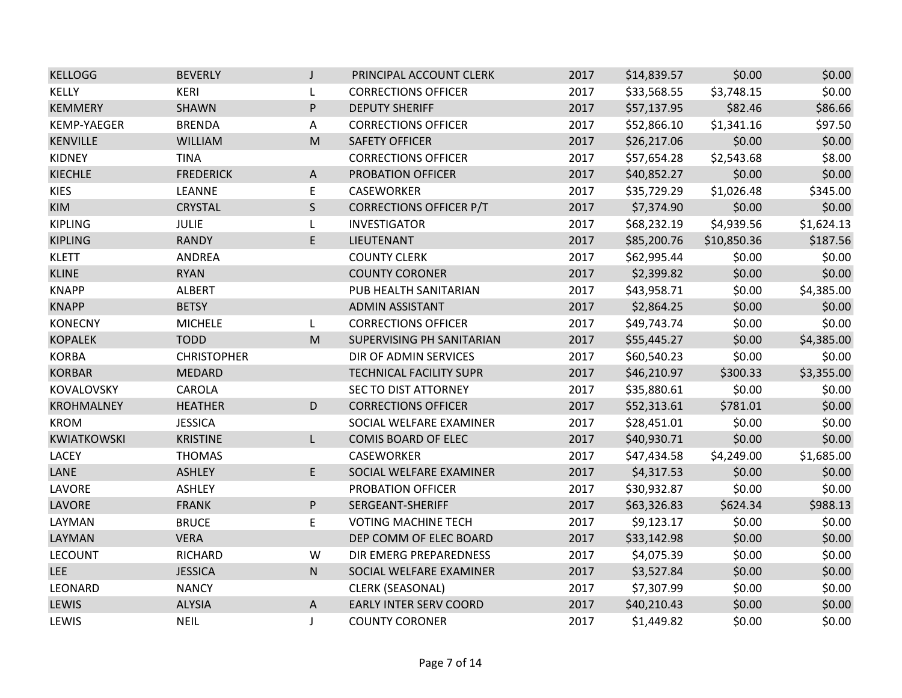| | | | | | | | |
|---|---|---|---|---|---|---|---|
| KELLOGG | BEVERLY | J | PRINCIPAL ACCOUNT CLERK | 2017 | $14,839.57 | $0.00 | $0.00 |
| KELLY | KERI | L | CORRECTIONS OFFICER | 2017 | $33,568.55 | $3,748.15 | $0.00 |
| KEMMERY | SHAWN | P | DEPUTY SHERIFF | 2017 | $57,137.95 | $82.46 | $86.66 |
| KEMP-YAEGER | BRENDA | A | CORRECTIONS OFFICER | 2017 | $52,866.10 | $1,341.16 | $97.50 |
| KENVILLE | WILLIAM | M | SAFETY OFFICER | 2017 | $26,217.06 | $0.00 | $0.00 |
| KIDNEY | TINA | | CORRECTIONS OFFICER | 2017 | $57,654.28 | $2,543.68 | $8.00 |
| KIECHLE | FREDERICK | A | PROBATION OFFICER | 2017 | $40,852.27 | $0.00 | $0.00 |
| KIES | LEANNE | E | CASEWORKER | 2017 | $35,729.29 | $1,026.48 | $345.00 |
| KIM | CRYSTAL | S | CORRECTIONS OFFICER P/T | 2017 | $7,374.90 | $0.00 | $0.00 |
| KIPLING | JULIE | L | INVESTIGATOR | 2017 | $68,232.19 | $4,939.56 | $1,624.13 |
| KIPLING | RANDY | E | LIEUTENANT | 2017 | $85,200.76 | $10,850.36 | $187.56 |
| KLETT | ANDREA | | COUNTY CLERK | 2017 | $62,995.44 | $0.00 | $0.00 |
| KLINE | RYAN | | COUNTY CORONER | 2017 | $2,399.82 | $0.00 | $0.00 |
| KNAPP | ALBERT | | PUB HEALTH SANITARIAN | 2017 | $43,958.71 | $0.00 | $4,385.00 |
| KNAPP | BETSY | | ADMIN ASSISTANT | 2017 | $2,864.25 | $0.00 | $0.00 |
| KONECNY | MICHELE | L | CORRECTIONS OFFICER | 2017 | $49,743.74 | $0.00 | $0.00 |
| KOPALEK | TODD | M | SUPERVISING PH SANITARIAN | 2017 | $55,445.27 | $0.00 | $4,385.00 |
| KORBA | CHRISTOPHER | | DIR OF ADMIN SERVICES | 2017 | $60,540.23 | $0.00 | $0.00 |
| KORBAR | MEDARD | | TECHNICAL FACILITY SUPR | 2017 | $46,210.97 | $300.33 | $3,355.00 |
| KOVALOVSKY | CAROLA | | SEC TO DIST ATTORNEY | 2017 | $35,880.61 | $0.00 | $0.00 |
| KROHMALNEY | HEATHER | D | CORRECTIONS OFFICER | 2017 | $52,313.61 | $781.01 | $0.00 |
| KROM | JESSICA | | SOCIAL WELFARE EXAMINER | 2017 | $28,451.01 | $0.00 | $0.00 |
| KWIATKOWSKI | KRISTINE | L | COMIS BOARD OF ELEC | 2017 | $40,930.71 | $0.00 | $0.00 |
| LACEY | THOMAS | | CASEWORKER | 2017 | $47,434.58 | $4,249.00 | $1,685.00 |
| LANE | ASHLEY | E | SOCIAL WELFARE EXAMINER | 2017 | $4,317.53 | $0.00 | $0.00 |
| LAVORE | ASHLEY | | PROBATION OFFICER | 2017 | $30,932.87 | $0.00 | $0.00 |
| LAVORE | FRANK | P | SERGEANT-SHERIFF | 2017 | $63,326.83 | $624.34 | $988.13 |
| LAYMAN | BRUCE | E | VOTING MACHINE TECH | 2017 | $9,123.17 | $0.00 | $0.00 |
| LAYMAN | VERA | | DEP COMM OF ELEC BOARD | 2017 | $33,142.98 | $0.00 | $0.00 |
| LECOUNT | RICHARD | W | DIR EMERG PREPAREDNESS | 2017 | $4,075.39 | $0.00 | $0.00 |
| LEE | JESSICA | N | SOCIAL WELFARE EXAMINER | 2017 | $3,527.84 | $0.00 | $0.00 |
| LEONARD | NANCY | | CLERK (SEASONAL) | 2017 | $7,307.99 | $0.00 | $0.00 |
| LEWIS | ALYSIA | A | EARLY INTER SERV COORD | 2017 | $40,210.43 | $0.00 | $0.00 |
| LEWIS | NEIL | J | COUNTY CORONER | 2017 | $1,449.82 | $0.00 | $0.00 |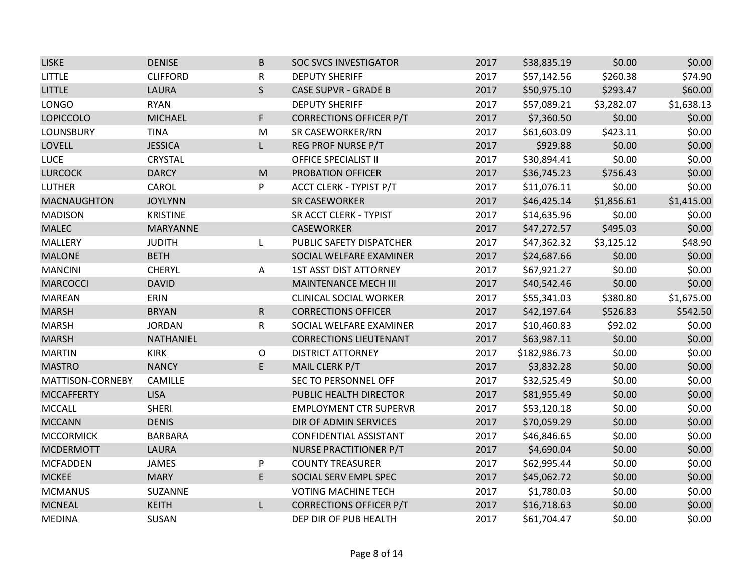| | | | | | | | |
|---|---|---|---|---|---|---|---|
| LISKE | DENISE | B | SOC SVCS INVESTIGATOR | 2017 | $38,835.19 | $0.00 | $0.00 |
| LITTLE | CLIFFORD | R | DEPUTY SHERIFF | 2017 | $57,142.56 | $260.38 | $74.90 |
| LITTLE | LAURA | S | CASE SUPVR - GRADE B | 2017 | $50,975.10 | $293.47 | $60.00 |
| LONGO | RYAN | | DEPUTY SHERIFF | 2017 | $57,089.21 | $3,282.07 | $1,638.13 |
| LOPICCOLO | MICHAEL | F | CORRECTIONS OFFICER P/T | 2017 | $7,360.50 | $0.00 | $0.00 |
| LOUNSBURY | TINA | M | SR CASEWORKER/RN | 2017 | $61,603.09 | $423.11 | $0.00 |
| LOVELL | JESSICA | L | REG PROF NURSE P/T | 2017 | $929.88 | $0.00 | $0.00 |
| LUCE | CRYSTAL | | OFFICE SPECIALIST II | 2017 | $30,894.41 | $0.00 | $0.00 |
| LURCOCK | DARCY | M | PROBATION OFFICER | 2017 | $36,745.23 | $756.43 | $0.00 |
| LUTHER | CAROL | P | ACCT CLERK - TYPIST P/T | 2017 | $11,076.11 | $0.00 | $0.00 |
| MACNAUGHTON | JOYLYNN | | SR CASEWORKER | 2017 | $46,425.14 | $1,856.61 | $1,415.00 |
| MADISON | KRISTINE | | SR ACCT CLERK - TYPIST | 2017 | $14,635.96 | $0.00 | $0.00 |
| MALEC | MARYANNE | | CASEWORKER | 2017 | $47,272.57 | $495.03 | $0.00 |
| MALLERY | JUDITH | L | PUBLIC SAFETY DISPATCHER | 2017 | $47,362.32 | $3,125.12 | $48.90 |
| MALONE | BETH | | SOCIAL WELFARE EXAMINER | 2017 | $24,687.66 | $0.00 | $0.00 |
| MANCINI | CHERYL | A | 1ST ASST DIST ATTORNEY | 2017 | $67,921.27 | $0.00 | $0.00 |
| MARCOCCI | DAVID | | MAINTENANCE MECH III | 2017 | $40,542.46 | $0.00 | $0.00 |
| MAREAN | ERIN | | CLINICAL SOCIAL WORKER | 2017 | $55,341.03 | $380.80 | $1,675.00 |
| MARSH | BRYAN | R | CORRECTIONS OFFICER | 2017 | $42,197.64 | $526.83 | $542.50 |
| MARSH | JORDAN | R | SOCIAL WELFARE EXAMINER | 2017 | $10,460.83 | $92.02 | $0.00 |
| MARSH | NATHANIEL | | CORRECTIONS LIEUTENANT | 2017 | $63,987.11 | $0.00 | $0.00 |
| MARTIN | KIRK | O | DISTRICT ATTORNEY | 2017 | $182,986.73 | $0.00 | $0.00 |
| MASTRO | NANCY | E | MAIL CLERK P/T | 2017 | $3,832.28 | $0.00 | $0.00 |
| MATTISON-CORNEBY | CAMILLE | | SEC TO PERSONNEL OFF | 2017 | $32,525.49 | $0.00 | $0.00 |
| MCCAFFERTY | LISA | | PUBLIC HEALTH DIRECTOR | 2017 | $81,955.49 | $0.00 | $0.00 |
| MCCALL | SHERI | | EMPLOYMENT CTR SUPERVR | 2017 | $53,120.18 | $0.00 | $0.00 |
| MCCANN | DENIS | | DIR OF ADMIN SERVICES | 2017 | $70,059.29 | $0.00 | $0.00 |
| MCCORMICK | BARBARA | | CONFIDENTIAL ASSISTANT | 2017 | $46,846.65 | $0.00 | $0.00 |
| MCDERMOTT | LAURA | | NURSE PRACTITIONER P/T | 2017 | $4,690.04 | $0.00 | $0.00 |
| MCFADDEN | JAMES | P | COUNTY TREASURER | 2017 | $62,995.44 | $0.00 | $0.00 |
| MCKEE | MARY | E | SOCIAL SERV EMPL SPEC | 2017 | $45,062.72 | $0.00 | $0.00 |
| MCMANUS | SUZANNE | | VOTING MACHINE TECH | 2017 | $1,780.03 | $0.00 | $0.00 |
| MCNEAL | KEITH | L | CORRECTIONS OFFICER P/T | 2017 | $16,718.63 | $0.00 | $0.00 |
| MEDINA | SUSAN | | DEP DIR OF PUB HEALTH | 2017 | $61,704.47 | $0.00 | $0.00 |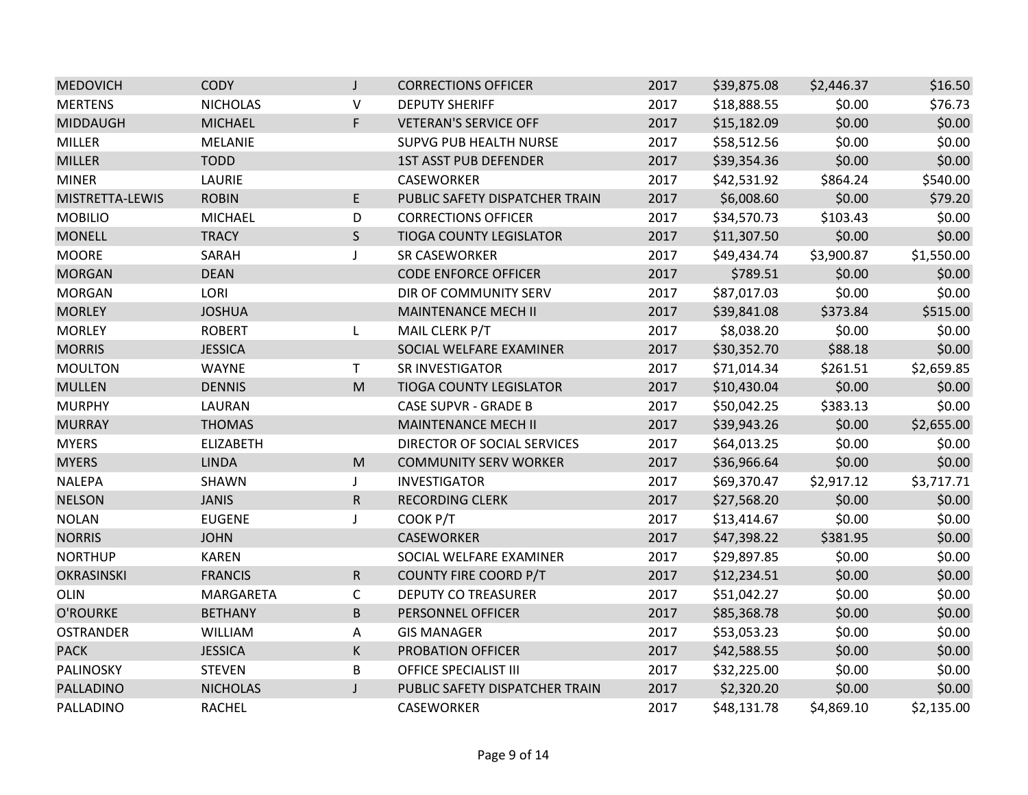| | | | | | | | |
|---|---|---|---|---|---|---|---|
| MEDOVICH | CODY | J | CORRECTIONS OFFICER | 2017 | $39,875.08 | $2,446.37 | $16.50 |
| MERTENS | NICHOLAS | V | DEPUTY SHERIFF | 2017 | $18,888.55 | $0.00 | $76.73 |
| MIDDAUGH | MICHAEL | F | VETERAN'S SERVICE OFF | 2017 | $15,182.09 | $0.00 | $0.00 |
| MILLER | MELANIE | | SUPVG PUB HEALTH NURSE | 2017 | $58,512.56 | $0.00 | $0.00 |
| MILLER | TODD | | 1ST ASST PUB DEFENDER | 2017 | $39,354.36 | $0.00 | $0.00 |
| MINER | LAURIE | | CASEWORKER | 2017 | $42,531.92 | $864.24 | $540.00 |
| MISTRETTA-LEWIS | ROBIN | E | PUBLIC SAFETY DISPATCHER TRAIN | 2017 | $6,008.60 | $0.00 | $79.20 |
| MOBILIO | MICHAEL | D | CORRECTIONS OFFICER | 2017 | $34,570.73 | $103.43 | $0.00 |
| MONELL | TRACY | S | TIOGA COUNTY LEGISLATOR | 2017 | $11,307.50 | $0.00 | $0.00 |
| MOORE | SARAH | J | SR CASEWORKER | 2017 | $49,434.74 | $3,900.87 | $1,550.00 |
| MORGAN | DEAN | | CODE ENFORCE OFFICER | 2017 | $789.51 | $0.00 | $0.00 |
| MORGAN | LORI | | DIR OF COMMUNITY SERV | 2017 | $87,017.03 | $0.00 | $0.00 |
| MORLEY | JOSHUA | | MAINTENANCE MECH II | 2017 | $39,841.08 | $373.84 | $515.00 |
| MORLEY | ROBERT | L | MAIL CLERK P/T | 2017 | $8,038.20 | $0.00 | $0.00 |
| MORRIS | JESSICA | | SOCIAL WELFARE EXAMINER | 2017 | $30,352.70 | $88.18 | $0.00 |
| MOULTON | WAYNE | T | SR INVESTIGATOR | 2017 | $71,014.34 | $261.51 | $2,659.85 |
| MULLEN | DENNIS | M | TIOGA COUNTY LEGISLATOR | 2017 | $10,430.04 | $0.00 | $0.00 |
| MURPHY | LAURAN | | CASE SUPVR - GRADE B | 2017 | $50,042.25 | $383.13 | $0.00 |
| MURRAY | THOMAS | | MAINTENANCE MECH II | 2017 | $39,943.26 | $0.00 | $2,655.00 |
| MYERS | ELIZABETH | | DIRECTOR OF SOCIAL SERVICES | 2017 | $64,013.25 | $0.00 | $0.00 |
| MYERS | LINDA | M | COMMUNITY SERV WORKER | 2017 | $36,966.64 | $0.00 | $0.00 |
| NALEPA | SHAWN | J | INVESTIGATOR | 2017 | $69,370.47 | $2,917.12 | $3,717.71 |
| NELSON | JANIS | R | RECORDING CLERK | 2017 | $27,568.20 | $0.00 | $0.00 |
| NOLAN | EUGENE | J | COOK P/T | 2017 | $13,414.67 | $0.00 | $0.00 |
| NORRIS | JOHN | | CASEWORKER | 2017 | $47,398.22 | $381.95 | $0.00 |
| NORTHUP | KAREN | | SOCIAL WELFARE EXAMINER | 2017 | $29,897.85 | $0.00 | $0.00 |
| OKRASINSKI | FRANCIS | R | COUNTY FIRE COORD P/T | 2017 | $12,234.51 | $0.00 | $0.00 |
| OLIN | MARGARETA | C | DEPUTY CO TREASURER | 2017 | $51,042.27 | $0.00 | $0.00 |
| O'ROURKE | BETHANY | B | PERSONNEL OFFICER | 2017 | $85,368.78 | $0.00 | $0.00 |
| OSTRANDER | WILLIAM | A | GIS MANAGER | 2017 | $53,053.23 | $0.00 | $0.00 |
| PACK | JESSICA | K | PROBATION OFFICER | 2017 | $42,588.55 | $0.00 | $0.00 |
| PALINOSKY | STEVEN | B | OFFICE SPECIALIST III | 2017 | $32,225.00 | $0.00 | $0.00 |
| PALLADINO | NICHOLAS | J | PUBLIC SAFETY DISPATCHER TRAIN | 2017 | $2,320.20 | $0.00 | $0.00 |
| PALLADINO | RACHEL | | CASEWORKER | 2017 | $48,131.78 | $4,869.10 | $2,135.00 |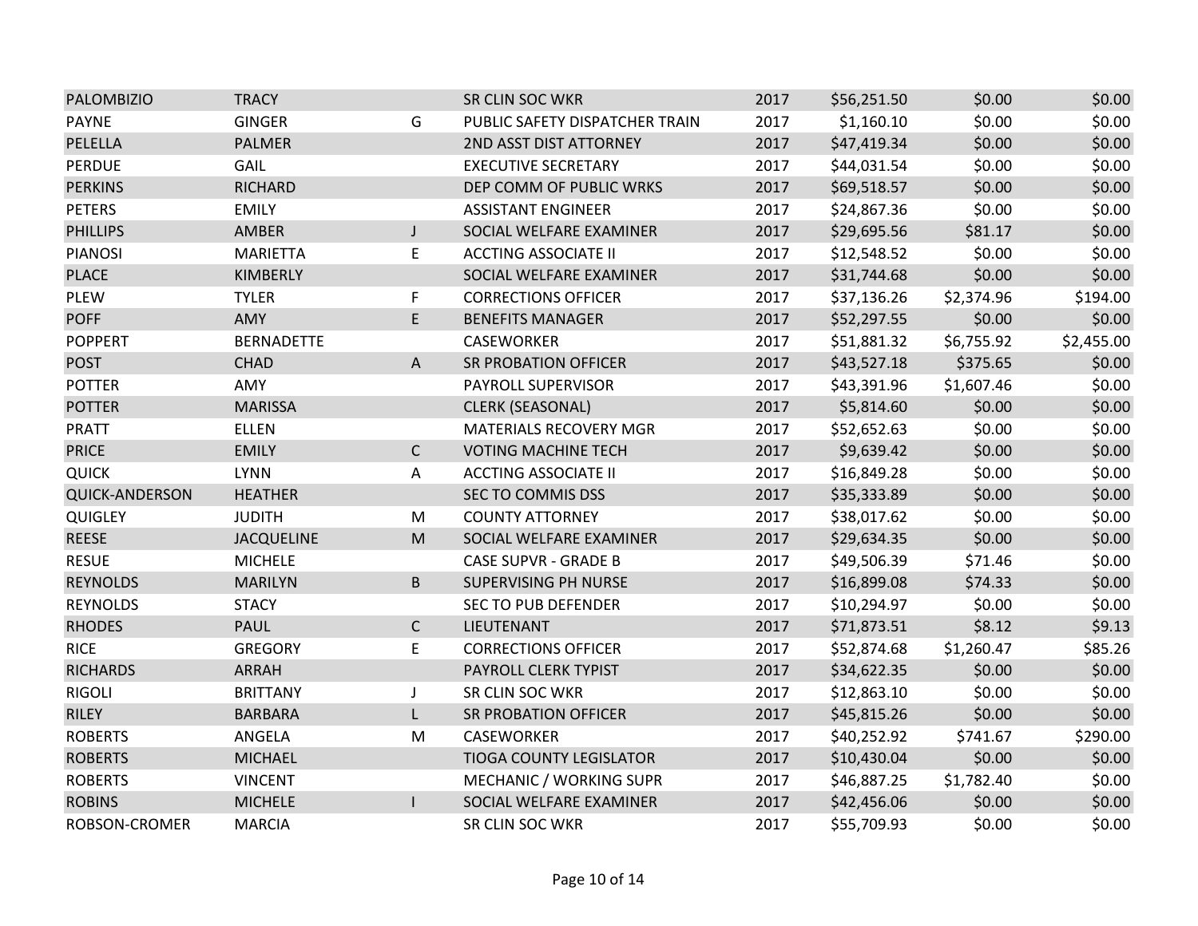| | | | | | | | |
|---|---|---|---|---|---|---|---|
| PALOMBIZIO | TRACY | | SR CLIN SOC WKR | 2017 | $56,251.50 | $0.00 | $0.00 |
| PAYNE | GINGER | G | PUBLIC SAFETY DISPATCHER TRAIN | 2017 | $1,160.10 | $0.00 | $0.00 |
| PELELLA | PALMER | | 2ND ASST DIST ATTORNEY | 2017 | $47,419.34 | $0.00 | $0.00 |
| PERDUE | GAIL | | EXECUTIVE SECRETARY | 2017 | $44,031.54 | $0.00 | $0.00 |
| PERKINS | RICHARD | | DEP COMM OF PUBLIC WRKS | 2017 | $69,518.57 | $0.00 | $0.00 |
| PETERS | EMILY | | ASSISTANT ENGINEER | 2017 | $24,867.36 | $0.00 | $0.00 |
| PHILLIPS | AMBER | J | SOCIAL WELFARE EXAMINER | 2017 | $29,695.56 | $81.17 | $0.00 |
| PIANOSI | MARIETTA | E | ACCTING ASSOCIATE II | 2017 | $12,548.52 | $0.00 | $0.00 |
| PLACE | KIMBERLY | | SOCIAL WELFARE EXAMINER | 2017 | $31,744.68 | $0.00 | $0.00 |
| PLEW | TYLER | F | CORRECTIONS OFFICER | 2017 | $37,136.26 | $2,374.96 | $194.00 |
| POFF | AMY | E | BENEFITS MANAGER | 2017 | $52,297.55 | $0.00 | $0.00 |
| POPPERT | BERNADETTE | | CASEWORKER | 2017 | $51,881.32 | $6,755.92 | $2,455.00 |
| POST | CHAD | A | SR PROBATION OFFICER | 2017 | $43,527.18 | $375.65 | $0.00 |
| POTTER | AMY | | PAYROLL SUPERVISOR | 2017 | $43,391.96 | $1,607.46 | $0.00 |
| POTTER | MARISSA | | CLERK (SEASONAL) | 2017 | $5,814.60 | $0.00 | $0.00 |
| PRATT | ELLEN | | MATERIALS RECOVERY MGR | 2017 | $52,652.63 | $0.00 | $0.00 |
| PRICE | EMILY | C | VOTING MACHINE TECH | 2017 | $9,639.42 | $0.00 | $0.00 |
| QUICK | LYNN | A | ACCTING ASSOCIATE II | 2017 | $16,849.28 | $0.00 | $0.00 |
| QUICK-ANDERSON | HEATHER | | SEC TO COMMIS DSS | 2017 | $35,333.89 | $0.00 | $0.00 |
| QUIGLEY | JUDITH | M | COUNTY ATTORNEY | 2017 | $38,017.62 | $0.00 | $0.00 |
| REESE | JACQUELINE | M | SOCIAL WELFARE EXAMINER | 2017 | $29,634.35 | $0.00 | $0.00 |
| RESUE | MICHELE | | CASE SUPVR - GRADE B | 2017 | $49,506.39 | $71.46 | $0.00 |
| REYNOLDS | MARILYN | B | SUPERVISING PH NURSE | 2017 | $16,899.08 | $74.33 | $0.00 |
| REYNOLDS | STACY | | SEC TO PUB DEFENDER | 2017 | $10,294.97 | $0.00 | $0.00 |
| RHODES | PAUL | C | LIEUTENANT | 2017 | $71,873.51 | $8.12 | $9.13 |
| RICE | GREGORY | E | CORRECTIONS OFFICER | 2017 | $52,874.68 | $1,260.47 | $85.26 |
| RICHARDS | ARRAH | | PAYROLL CLERK TYPIST | 2017 | $34,622.35 | $0.00 | $0.00 |
| RIGOLI | BRITTANY | J | SR CLIN SOC WKR | 2017 | $12,863.10 | $0.00 | $0.00 |
| RILEY | BARBARA | L | SR PROBATION OFFICER | 2017 | $45,815.26 | $0.00 | $0.00 |
| ROBERTS | ANGELA | M | CASEWORKER | 2017 | $40,252.92 | $741.67 | $290.00 |
| ROBERTS | MICHAEL | | TIOGA COUNTY LEGISLATOR | 2017 | $10,430.04 | $0.00 | $0.00 |
| ROBERTS | VINCENT | | MECHANIC / WORKING SUPR | 2017 | $46,887.25 | $1,782.40 | $0.00 |
| ROBINS | MICHELE | I | SOCIAL WELFARE EXAMINER | 2017 | $42,456.06 | $0.00 | $0.00 |
| ROBSON-CROMER | MARCIA | | SR CLIN SOC WKR | 2017 | $55,709.93 | $0.00 | $0.00 |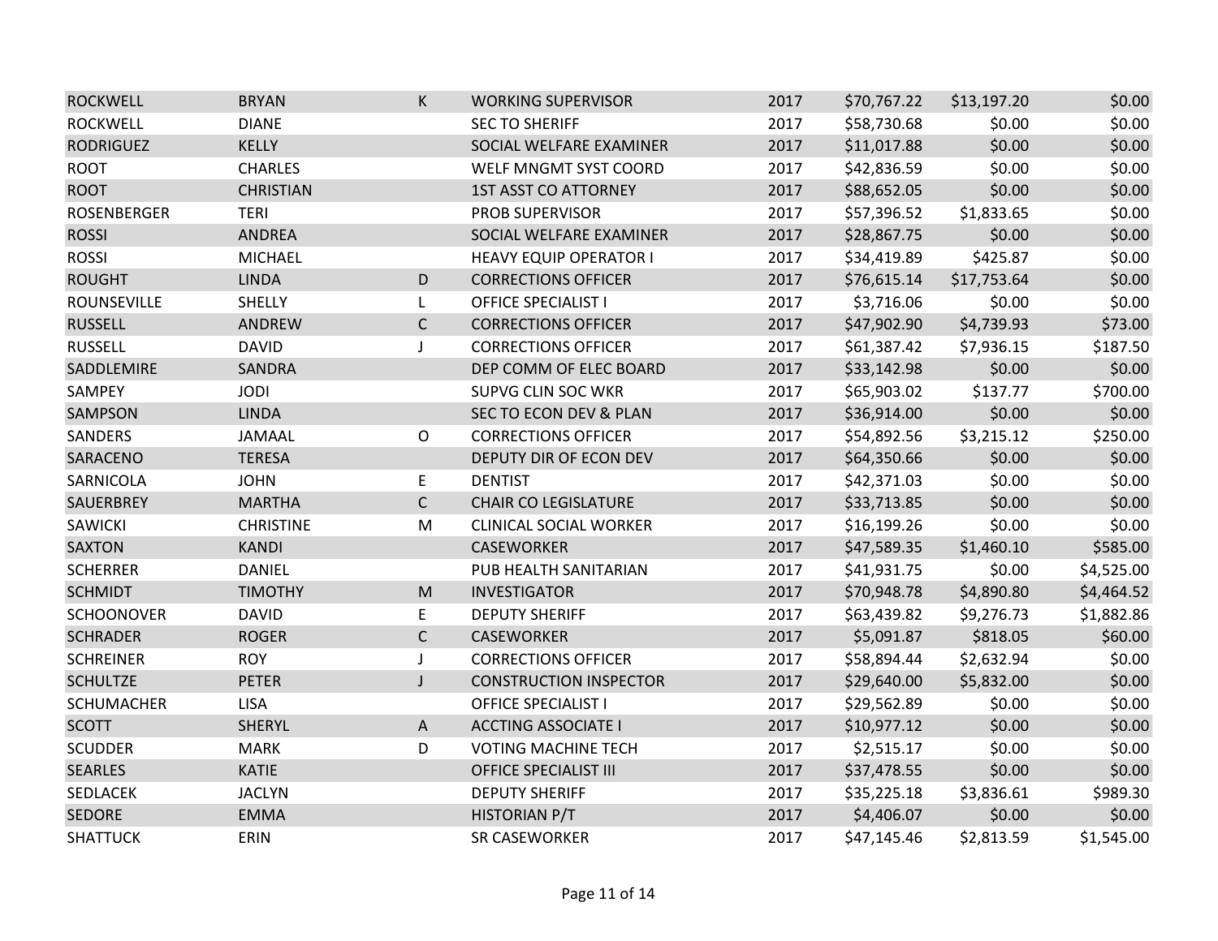| | | | | | | | |
|---|---|---|---|---|---|---|---|
| ROCKWELL | BRYAN | K | WORKING SUPERVISOR | 2017 | $70,767.22 | $13,197.20 | $0.00 |
| ROCKWELL | DIANE | | SEC TO SHERIFF | 2017 | $58,730.68 | $0.00 | $0.00 |
| RODRIGUEZ | KELLY | | SOCIAL WELFARE EXAMINER | 2017 | $11,017.88 | $0.00 | $0.00 |
| ROOT | CHARLES | | WELF MNGMT SYST COORD | 2017 | $42,836.59 | $0.00 | $0.00 |
| ROOT | CHRISTIAN | | 1ST ASST CO ATTORNEY | 2017 | $88,652.05 | $0.00 | $0.00 |
| ROSENBERGER | TERI | | PROB SUPERVISOR | 2017 | $57,396.52 | $1,833.65 | $0.00 |
| ROSSI | ANDREA | | SOCIAL WELFARE EXAMINER | 2017 | $28,867.75 | $0.00 | $0.00 |
| ROSSI | MICHAEL | | HEAVY EQUIP OPERATOR I | 2017 | $34,419.89 | $425.87 | $0.00 |
| ROUGHT | LINDA | D | CORRECTIONS OFFICER | 2017 | $76,615.14 | $17,753.64 | $0.00 |
| ROUNSEVILLE | SHELLY | L | OFFICE SPECIALIST I | 2017 | $3,716.06 | $0.00 | $0.00 |
| RUSSELL | ANDREW | C | CORRECTIONS OFFICER | 2017 | $47,902.90 | $4,739.93 | $73.00 |
| RUSSELL | DAVID | J | CORRECTIONS OFFICER | 2017 | $61,387.42 | $7,936.15 | $187.50 |
| SADDLEMIRE | SANDRA | | DEP COMM OF ELEC BOARD | 2017 | $33,142.98 | $0.00 | $0.00 |
| SAMPEY | JODI | | SUPVG CLIN SOC WKR | 2017 | $65,903.02 | $137.77 | $700.00 |
| SAMPSON | LINDA | | SEC TO ECON DEV & PLAN | 2017 | $36,914.00 | $0.00 | $0.00 |
| SANDERS | JAMAAL | O | CORRECTIONS OFFICER | 2017 | $54,892.56 | $3,215.12 | $250.00 |
| SARACENO | TERESA | | DEPUTY DIR OF ECON DEV | 2017 | $64,350.66 | $0.00 | $0.00 |
| SARNICOLA | JOHN | E | DENTIST | 2017 | $42,371.03 | $0.00 | $0.00 |
| SAUERBREY | MARTHA | C | CHAIR CO LEGISLATURE | 2017 | $33,713.85 | $0.00 | $0.00 |
| SAWICKI | CHRISTINE | M | CLINICAL SOCIAL WORKER | 2017 | $16,199.26 | $0.00 | $0.00 |
| SAXTON | KANDI | | CASEWORKER | 2017 | $47,589.35 | $1,460.10 | $585.00 |
| SCHERRER | DANIEL | | PUB HEALTH SANITARIAN | 2017 | $41,931.75 | $0.00 | $4,525.00 |
| SCHMIDT | TIMOTHY | M | INVESTIGATOR | 2017 | $70,948.78 | $4,890.80 | $4,464.52 |
| SCHOONOVER | DAVID | E | DEPUTY SHERIFF | 2017 | $63,439.82 | $9,276.73 | $1,882.86 |
| SCHRADER | ROGER | C | CASEWORKER | 2017 | $5,091.87 | $818.05 | $60.00 |
| SCHREINER | ROY | J | CORRECTIONS OFFICER | 2017 | $58,894.44 | $2,632.94 | $0.00 |
| SCHULTZE | PETER | J | CONSTRUCTION INSPECTOR | 2017 | $29,640.00 | $5,832.00 | $0.00 |
| SCHUMACHER | LISA | | OFFICE SPECIALIST I | 2017 | $29,562.89 | $0.00 | $0.00 |
| SCOTT | SHERYL | A | ACCTING ASSOCIATE I | 2017 | $10,977.12 | $0.00 | $0.00 |
| SCUDDER | MARK | D | VOTING MACHINE TECH | 2017 | $2,515.17 | $0.00 | $0.00 |
| SEARLES | KATIE | | OFFICE SPECIALIST III | 2017 | $37,478.55 | $0.00 | $0.00 |
| SEDLACEK | JACLYN | | DEPUTY SHERIFF | 2017 | $35,225.18 | $3,836.61 | $989.30 |
| SEDORE | EMMA | | HISTORIAN P/T | 2017 | $4,406.07 | $0.00 | $0.00 |
| SHATTUCK | ERIN | | SR CASEWORKER | 2017 | $47,145.46 | $2,813.59 | $1,545.00 |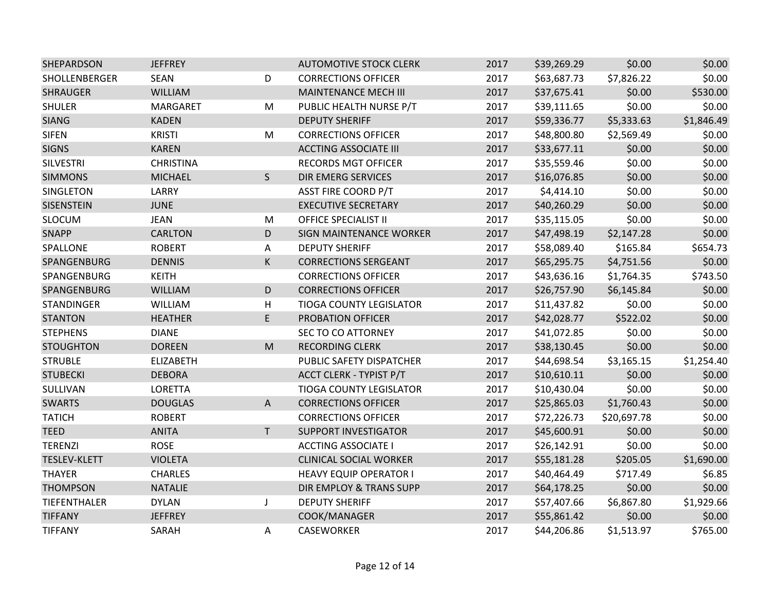| | | | | | | | |
|---|---|---|---|---|---|---|---|
| SHEPARDSON | JEFFREY | | AUTOMOTIVE STOCK CLERK | 2017 | $39,269.29 | $0.00 | $0.00 |
| SHOLLENBERGER | SEAN | D | CORRECTIONS OFFICER | 2017 | $63,687.73 | $7,826.22 | $0.00 |
| SHRAUGER | WILLIAM | | MAINTENANCE MECH III | 2017 | $37,675.41 | $0.00 | $530.00 |
| SHULER | MARGARET | M | PUBLIC HEALTH NURSE P/T | 2017 | $39,111.65 | $0.00 | $0.00 |
| SIANG | KADEN | | DEPUTY SHERIFF | 2017 | $59,336.77 | $5,333.63 | $1,846.49 |
| SIFEN | KRISTI | M | CORRECTIONS OFFICER | 2017 | $48,800.80 | $2,569.49 | $0.00 |
| SIGNS | KAREN | | ACCTING ASSOCIATE III | 2017 | $33,677.11 | $0.00 | $0.00 |
| SILVESTRI | CHRISTINA | | RECORDS MGT OFFICER | 2017 | $35,559.46 | $0.00 | $0.00 |
| SIMMONS | MICHAEL | S | DIR EMERG SERVICES | 2017 | $16,076.85 | $0.00 | $0.00 |
| SINGLETON | LARRY | | ASST FIRE COORD P/T | 2017 | $4,414.10 | $0.00 | $0.00 |
| SISENSTEIN | JUNE | | EXECUTIVE SECRETARY | 2017 | $40,260.29 | $0.00 | $0.00 |
| SLOCUM | JEAN | M | OFFICE SPECIALIST II | 2017 | $35,115.05 | $0.00 | $0.00 |
| SNAPP | CARLTON | D | SIGN MAINTENANCE WORKER | 2017 | $47,498.19 | $2,147.28 | $0.00 |
| SPALLONE | ROBERT | A | DEPUTY SHERIFF | 2017 | $58,089.40 | $165.84 | $654.73 |
| SPANGENBURG | DENNIS | K | CORRECTIONS SERGEANT | 2017 | $65,295.75 | $4,751.56 | $0.00 |
| SPANGENBURG | KEITH | | CORRECTIONS OFFICER | 2017 | $43,636.16 | $1,764.35 | $743.50 |
| SPANGENBURG | WILLIAM | D | CORRECTIONS OFFICER | 2017 | $26,757.90 | $6,145.84 | $0.00 |
| STANDINGER | WILLIAM | H | TIOGA COUNTY LEGISLATOR | 2017 | $11,437.82 | $0.00 | $0.00 |
| STANTON | HEATHER | E | PROBATION OFFICER | 2017 | $42,028.77 | $522.02 | $0.00 |
| STEPHENS | DIANE | | SEC TO CO ATTORNEY | 2017 | $41,072.85 | $0.00 | $0.00 |
| STOUGHTON | DOREEN | M | RECORDING CLERK | 2017 | $38,130.45 | $0.00 | $0.00 |
| STRUBLE | ELIZABETH | | PUBLIC SAFETY DISPATCHER | 2017 | $44,698.54 | $3,165.15 | $1,254.40 |
| STUBECKI | DEBORA | | ACCT CLERK - TYPIST P/T | 2017 | $10,610.11 | $0.00 | $0.00 |
| SULLIVAN | LORETTA | | TIOGA COUNTY LEGISLATOR | 2017 | $10,430.04 | $0.00 | $0.00 |
| SWARTS | DOUGLAS | A | CORRECTIONS OFFICER | 2017 | $25,865.03 | $1,760.43 | $0.00 |
| TATICH | ROBERT | | CORRECTIONS OFFICER | 2017 | $72,226.73 | $20,697.78 | $0.00 |
| TEED | ANITA | T | SUPPORT INVESTIGATOR | 2017 | $45,600.91 | $0.00 | $0.00 |
| TERENZI | ROSE | | ACCTING ASSOCIATE I | 2017 | $26,142.91 | $0.00 | $0.00 |
| TESLEV-KLETT | VIOLETA | | CLINICAL SOCIAL WORKER | 2017 | $55,181.28 | $205.05 | $1,690.00 |
| THAYER | CHARLES | | HEAVY EQUIP OPERATOR I | 2017 | $40,464.49 | $717.49 | $6.85 |
| THOMPSON | NATALIE | | DIR EMPLOY & TRANS SUPP | 2017 | $64,178.25 | $0.00 | $0.00 |
| TIEFENTHALER | DYLAN | J | DEPUTY SHERIFF | 2017 | $57,407.66 | $6,867.80 | $1,929.66 |
| TIFFANY | JEFFREY | | COOK/MANAGER | 2017 | $55,861.42 | $0.00 | $0.00 |
| TIFFANY | SARAH | A | CASEWORKER | 2017 | $44,206.86 | $1,513.97 | $765.00 |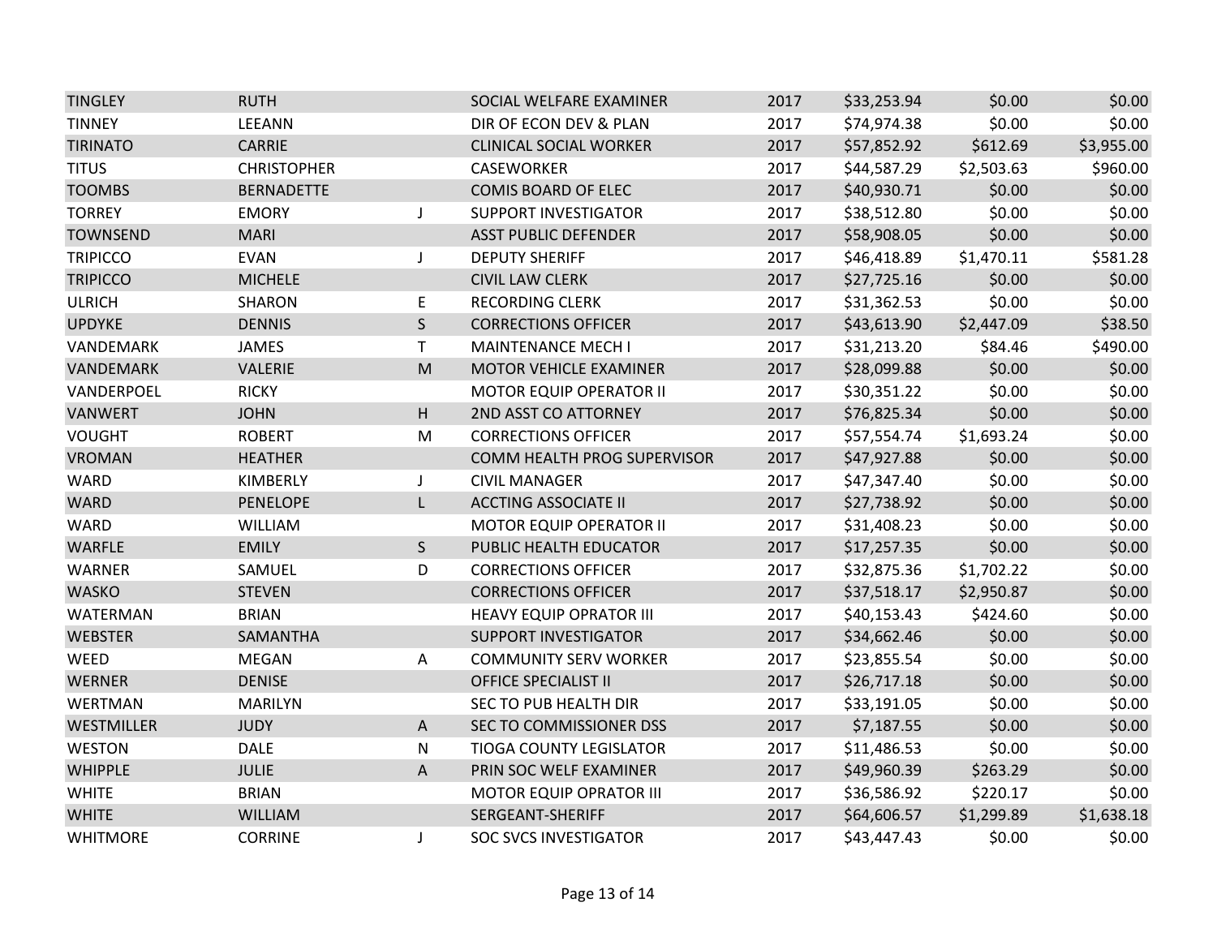| | | | | | | | |
|---|---|---|---|---|---|---|---|
| TINGLEY | RUTH | | SOCIAL WELFARE EXAMINER | 2017 | $33,253.94 | $0.00 | $0.00 |
| TINNEY | LEEANN | | DIR OF ECON DEV & PLAN | 2017 | $74,974.38 | $0.00 | $0.00 |
| TIRINATO | CARRIE | | CLINICAL SOCIAL WORKER | 2017 | $57,852.92 | $612.69 | $3,955.00 |
| TITUS | CHRISTOPHER | | CASEWORKER | 2017 | $44,587.29 | $2,503.63 | $960.00 |
| TOOMBS | BERNADETTE | | COMIS BOARD OF ELEC | 2017 | $40,930.71 | $0.00 | $0.00 |
| TORREY | EMORY | J | SUPPORT INVESTIGATOR | 2017 | $38,512.80 | $0.00 | $0.00 |
| TOWNSEND | MARI | | ASST PUBLIC DEFENDER | 2017 | $58,908.05 | $0.00 | $0.00 |
| TRIPICCO | EVAN | J | DEPUTY SHERIFF | 2017 | $46,418.89 | $1,470.11 | $581.28 |
| TRIPICCO | MICHELE | | CIVIL LAW CLERK | 2017 | $27,725.16 | $0.00 | $0.00 |
| ULRICH | SHARON | E | RECORDING CLERK | 2017 | $31,362.53 | $0.00 | $0.00 |
| UPDYKE | DENNIS | S | CORRECTIONS OFFICER | 2017 | $43,613.90 | $2,447.09 | $38.50 |
| VANDEMARK | JAMES | T | MAINTENANCE MECH I | 2017 | $31,213.20 | $84.46 | $490.00 |
| VANDEMARK | VALERIE | M | MOTOR VEHICLE EXAMINER | 2017 | $28,099.88 | $0.00 | $0.00 |
| VANDERPOEL | RICKY | | MOTOR EQUIP OPERATOR II | 2017 | $30,351.22 | $0.00 | $0.00 |
| VANWERT | JOHN | H | 2ND ASST CO ATTORNEY | 2017 | $76,825.34 | $0.00 | $0.00 |
| VOUGHT | ROBERT | M | CORRECTIONS OFFICER | 2017 | $57,554.74 | $1,693.24 | $0.00 |
| VROMAN | HEATHER | | COMM HEALTH PROG SUPERVISOR | 2017 | $47,927.88 | $0.00 | $0.00 |
| WARD | KIMBERLY | J | CIVIL MANAGER | 2017 | $47,347.40 | $0.00 | $0.00 |
| WARD | PENELOPE | L | ACCTING ASSOCIATE II | 2017 | $27,738.92 | $0.00 | $0.00 |
| WARD | WILLIAM | | MOTOR EQUIP OPERATOR II | 2017 | $31,408.23 | $0.00 | $0.00 |
| WARFLE | EMILY | S | PUBLIC HEALTH EDUCATOR | 2017 | $17,257.35 | $0.00 | $0.00 |
| WARNER | SAMUEL | D | CORRECTIONS OFFICER | 2017 | $32,875.36 | $1,702.22 | $0.00 |
| WASKO | STEVEN | | CORRECTIONS OFFICER | 2017 | $37,518.17 | $2,950.87 | $0.00 |
| WATERMAN | BRIAN | | HEAVY EQUIP OPRATOR III | 2017 | $40,153.43 | $424.60 | $0.00 |
| WEBSTER | SAMANTHA | | SUPPORT INVESTIGATOR | 2017 | $34,662.46 | $0.00 | $0.00 |
| WEED | MEGAN | A | COMMUNITY SERV WORKER | 2017 | $23,855.54 | $0.00 | $0.00 |
| WERNER | DENISE | | OFFICE SPECIALIST II | 2017 | $26,717.18 | $0.00 | $0.00 |
| WERTMAN | MARILYN | | SEC TO PUB HEALTH DIR | 2017 | $33,191.05 | $0.00 | $0.00 |
| WESTMILLER | JUDY | A | SEC TO COMMISSIONER DSS | 2017 | $7,187.55 | $0.00 | $0.00 |
| WESTON | DALE | N | TIOGA COUNTY LEGISLATOR | 2017 | $11,486.53 | $0.00 | $0.00 |
| WHIPPLE | JULIE | A | PRIN SOC WELF EXAMINER | 2017 | $49,960.39 | $263.29 | $0.00 |
| WHITE | BRIAN | | MOTOR EQUIP OPRATOR III | 2017 | $36,586.92 | $220.17 | $0.00 |
| WHITE | WILLIAM | | SERGEANT-SHERIFF | 2017 | $64,606.57 | $1,299.89 | $1,638.18 |
| WHITMORE | CORRINE | J | SOC SVCS INVESTIGATOR | 2017 | $43,447.43 | $0.00 | $0.00 |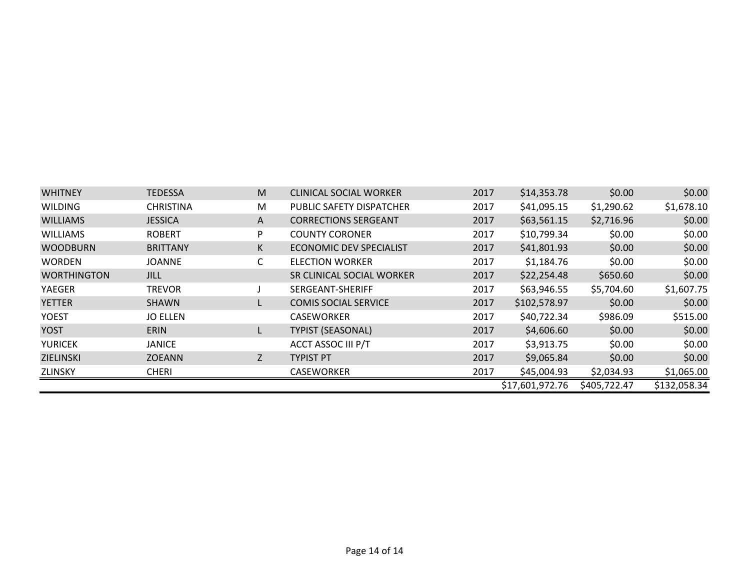| | | | | | | | |
|---|---|---|---|---|---|---|---|
| WHITNEY | TEDESSA | M | CLINICAL SOCIAL WORKER | 2017 | $14,353.78 | $0.00 | $0.00 |
| WILDING | CHRISTINA | M | PUBLIC SAFETY DISPATCHER | 2017 | $41,095.15 | $1,290.62 | $1,678.10 |
| WILLIAMS | JESSICA | A | CORRECTIONS SERGEANT | 2017 | $63,561.15 | $2,716.96 | $0.00 |
| WILLIAMS | ROBERT | P | COUNTY CORONER | 2017 | $10,799.34 | $0.00 | $0.00 |
| WOODBURN | BRITTANY | K | ECONOMIC DEV SPECIALIST | 2017 | $41,801.93 | $0.00 | $0.00 |
| WORDEN | JOANNE | C | ELECTION WORKER | 2017 | $1,184.76 | $0.00 | $0.00 |
| WORTHINGTON | JILL | | SR CLINICAL SOCIAL WORKER | 2017 | $22,254.48 | $650.60 | $0.00 |
| YAEGER | TREVOR | J | SERGEANT-SHERIFF | 2017 | $63,946.55 | $5,704.60 | $1,607.75 |
| YETTER | SHAWN | L | COMIS SOCIAL SERVICE | 2017 | $102,578.97 | $0.00 | $0.00 |
| YOEST | JO ELLEN | | CASEWORKER | 2017 | $40,722.34 | $986.09 | $515.00 |
| YOST | ERIN | L | TYPIST (SEASONAL) | 2017 | $4,606.60 | $0.00 | $0.00 |
| YURICEK | JANICE | | ACCT ASSOC III P/T | 2017 | $3,913.75 | $0.00 | $0.00 |
| ZIELINSKI | ZOEANN | Z | TYPIST PT | 2017 | $9,065.84 | $0.00 | $0.00 |
| ZLINSKY | CHERI | | CASEWORKER | 2017 | $45,004.93 | $2,034.93 | $1,065.00 |
| | | | | | $17,601,972.76 | $405,722.47 | $132,058.34 |